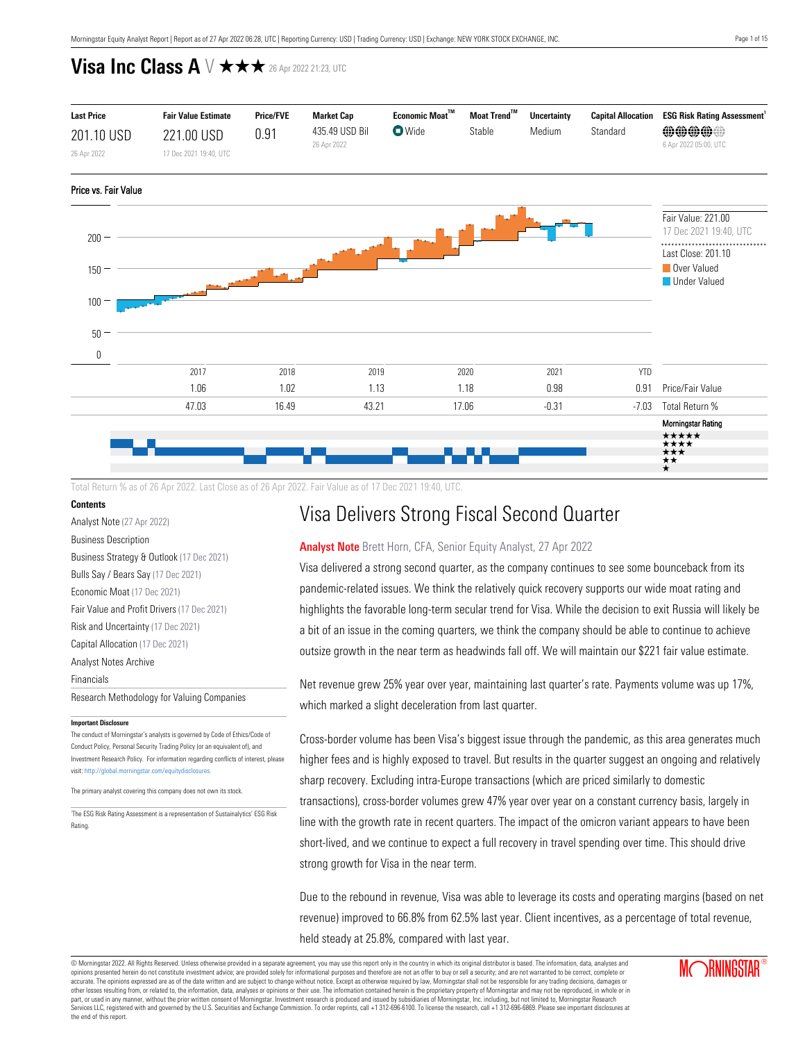# Visa Inc Class A V ★★★ 26 Apr 2022 21:23, UTC

| Last Price | Fair Value Estimate | Price/FVE | Market Cap | Economic Moat™ | Moat Trend™ | Uncertainty | Capital Allocation | ESG Risk Rating Assessment[1] |
|---|---|---|---|---|---|---|---|---|
| 201.10 USD<br>26 Apr 2022 | 221.00 USD<br>17 Dec 2021 19:40, UTC | 0.91 | 435.49 USD Bil<br>26 Apr 2022 | Wide | Stable | Medium | Standard | 6 Apr 2022 05:00, UTC |

## Price vs. Fair Value

Fair Value: 221.00
17 Dec 2021 19:40, UTC

Last Close: 201.10

Over Valued

Under Valued

| | 2017 | 2018 | 2019 | 2020 | 2021 | YTD | |
|---|---|---|---|---|---|---|---|
| | 1.06 | 1.02 | 1.13 | 1.18 | 0.98 | 0.91 | Price/Fair Value |
| | 47.03 | 16.49 | 43.21 | 17.06 | -0.31 | -7.03 | Total Return % |

Morningstar Rating

Total Return % as of 26 Apr 2022. Last Close as of 26 Apr 2022. Fair Value as of 17 Dec 2021 19:40, UTC.

**Contents**

- Analyst Note (27 Apr 2022)
- Business Description
- Business Strategy & Outlook (17 Dec 2021)
- Bulls Say / Bears Say (17 Dec 2021)
- Economic Moat (17 Dec 2021)
- Fair Value and Profit Drivers (17 Dec 2021)
- Risk and Uncertainty (17 Dec 2021)
- Capital Allocation (17 Dec 2021)
- Analyst Notes Archive
- Financials
- Research Methodology for Valuing Companies

**Important Disclosure**

The conduct of Morningstar's analysts is governed by Code of Ethics/Code of Conduct Policy, Personal Security Trading Policy (or an equivalent of), and Investment Research Policy. For information regarding conflicts of interest, please visit: http://global.morningstar.com/equitydisclosures.

The primary analyst covering this company does not own its stock.

[1]The ESG Risk Rating Assessment is a representation of Sustainalytics' ESG Risk Rating.

## Visa Delivers Strong Fiscal Second Quarter

**Analyst Note** Brett Horn, CFA, Senior Equity Analyst, 27 Apr 2022

Visa delivered a strong second quarter, as the company continues to see some bounceback from its pandemic-related issues. We think the relatively quick recovery supports our wide moat rating and highlights the favorable long-term secular trend for Visa. While the decision to exit Russia will likely be a bit of an issue in the coming quarters, we think the company should be able to continue to achieve outsize growth in the near term as headwinds fall off. We will maintain our $221 fair value estimate.

Net revenue grew 25% year over year, maintaining last quarter's rate. Payments volume was up 17%, which marked a slight deceleration from last quarter.

Cross-border volume has been Visa's biggest issue through the pandemic, as this area generates much higher fees and is highly exposed to travel. But results in the quarter suggest an ongoing and relatively sharp recovery. Excluding intra-Europe transactions (which are priced similarly to domestic transactions), cross-border volumes grew 47% year over year on a constant currency basis, largely in line with the growth rate in recent quarters. The impact of the omicron variant appears to have been short-lived, and we continue to expect a full recovery in travel spending over time. This should drive strong growth for Visa in the near term.

Due to the rebound in revenue, Visa was able to leverage its costs and operating margins (based on net revenue) improved to 66.8% from 62.5% last year. Client incentives, as a percentage of total revenue, held steady at 25.8%, compared with last year.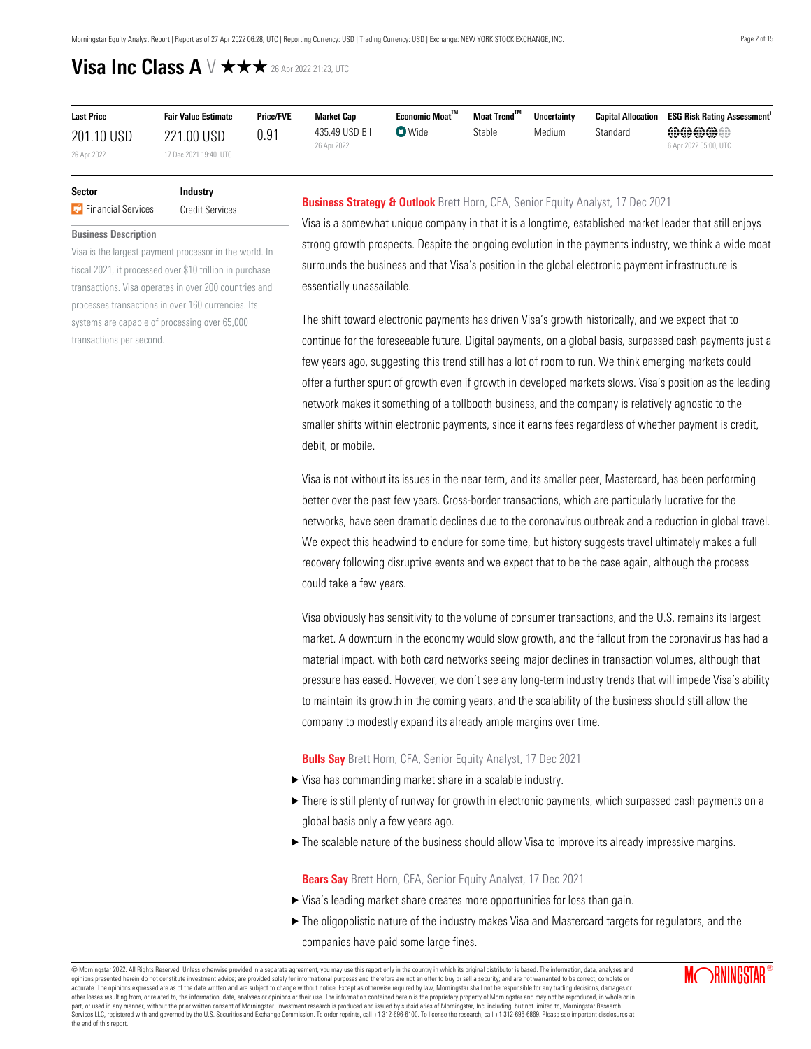# Visa Inc Class A V ★★★ 26 Apr 2022 21:23, UTC

| Last Price | Fair Value Estimate | Price/FVE | Market Cap | Economic Moat™ | Moat Trend™ | Uncertainty | Capital Allocation | ESG Risk Rating Assessment[1] |
|---|---|---|---|---|---|---|---|---|
| 201.10 USD<br>26 Apr 2022 | 221.00 USD<br>17 Dec 2021 19:40, UTC | 0.91 | 435.49 USD Bil<br>26 Apr 2022 | Wide | Stable | Medium | Standard | 6 Apr 2022 05:00, UTC |

| Sector | Industry |
|---|---|
| Financial Services | Credit Services |

**Business Description**

Visa is the largest payment processor in the world. In fiscal 2021, it processed over $10 trillion in purchase transactions. Visa operates in over 200 countries and processes transactions in over 160 currencies. Its systems are capable of processing over 65,000 transactions per second.

## Business Strategy & Outlook Brett Horn, CFA, Senior Equity Analyst, 17 Dec 2021

Visa is a somewhat unique company in that it is a longtime, established market leader that still enjoys strong growth prospects. Despite the ongoing evolution in the payments industry, we think a wide moat surrounds the business and that Visa's position in the global electronic payment infrastructure is essentially unassailable.

The shift toward electronic payments has driven Visa's growth historically, and we expect that to continue for the foreseeable future. Digital payments, on a global basis, surpassed cash payments just a few years ago, suggesting this trend still has a lot of room to run. We think emerging markets could offer a further spurt of growth even if growth in developed markets slows. Visa's position as the leading network makes it something of a tollbooth business, and the company is relatively agnostic to the smaller shifts within electronic payments, since it earns fees regardless of whether payment is credit, debit, or mobile.

Visa is not without its issues in the near term, and its smaller peer, Mastercard, has been performing better over the past few years. Cross-border transactions, which are particularly lucrative for the networks, have seen dramatic declines due to the coronavirus outbreak and a reduction in global travel. We expect this headwind to endure for some time, but history suggests travel ultimately makes a full recovery following disruptive events and we expect that to be the case again, although the process could take a few years.

Visa obviously has sensitivity to the volume of consumer transactions, and the U.S. remains its largest market. A downturn in the economy would slow growth, and the fallout from the coronavirus has had a material impact, with both card networks seeing major declines in transaction volumes, although that pressure has eased. However, we don't see any long-term industry trends that will impede Visa's ability to maintain its growth in the coming years, and the scalability of the business should still allow the company to modestly expand its already ample margins over time.

## Bulls Say Brett Horn, CFA, Senior Equity Analyst, 17 Dec 2021

- Visa has commanding market share in a scalable industry.
- There is still plenty of runway for growth in electronic payments, which surpassed cash payments on a global basis only a few years ago.
- The scalable nature of the business should allow Visa to improve its already impressive margins.

## Bears Say Brett Horn, CFA, Senior Equity Analyst, 17 Dec 2021

- Visa's leading market share creates more opportunities for loss than gain.
- The oligopolistic nature of the industry makes Visa and Mastercard targets for regulators, and the companies have paid some large fines.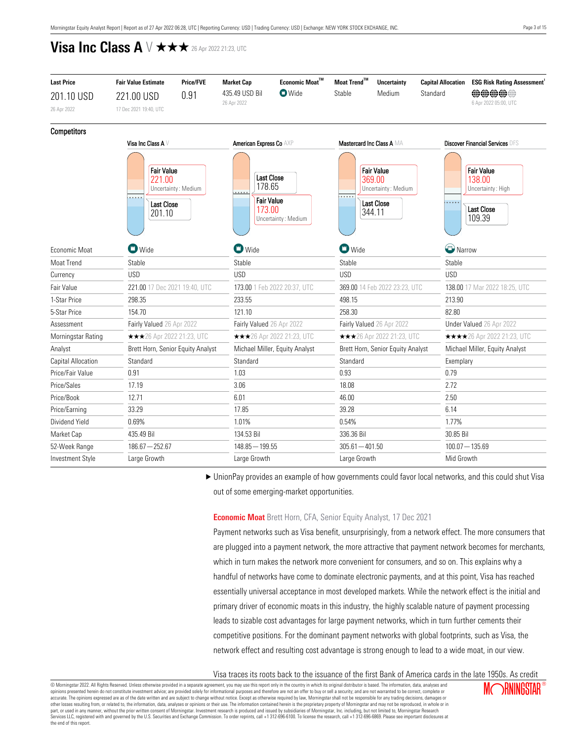# Visa Inc Class A V ★★★ 26 Apr 2022 21:23, UTC

| Last Price | Fair Value Estimate | Price/FVE | Market Cap | Economic Moat™ | Moat Trend™ | Uncertainty | Capital Allocation | ESG Risk Rating Assessment[1] |
|---|---|---|---|---|---|---|---|---|
| 201.10 USD<br>26 Apr 2022 | 221.00 USD<br>17 Dec 2021 19:40, UTC | 0.91 | 435.49 USD Bil<br>26 Apr 2022 | Wide | Stable | Medium | Standard | 6 Apr 2022 05:00, UTC |

## Competitors

| | Visa Inc Class A V | American Express Co AXP | Mastercard Inc Class A MA | Discover Financial Services DFS |
|---|---|---|---|---|
| | Fair Value 221.00 Uncertainty : Medium<br>Last Close 201.10 | Last Close 178.65<br>Fair Value 173.00 Uncertainty : Medium | Fair Value 369.00 Uncertainty : Medium<br>Last Close 344.11 | Fair Value 138.00 Uncertainty : High<br>Last Close 109.39 |
| Economic Moat | Wide | Wide | Wide | Narrow |
| Moat Trend | Stable | Stable | Stable | Stable |
| Currency | USD | USD | USD | USD |
| Fair Value | 221.00 17 Dec 2021 19:40, UTC | 173.00 1 Feb 2022 20:37, UTC | 369.00 14 Feb 2022 23:23, UTC | 138.00 17 Mar 2022 18:25, UTC |
| 1-Star Price | 298.35 | 233.55 | 498.15 | 213.90 |
| 5-Star Price | 154.70 | 121.10 | 258.30 | 82.80 |
| Assessment | Fairly Valued 26 Apr 2022 | Fairly Valued 26 Apr 2022 | Fairly Valued 26 Apr 2022 | Under Valued 26 Apr 2022 |
| Morningstar Rating | ★★★26 Apr 2022 21:23, UTC | ★★★26 Apr 2022 21:23, UTC | ★★★26 Apr 2022 21:23, UTC | ★★★★26 Apr 2022 21:23, UTC |
| Analyst | Brett Horn, Senior Equity Analyst | Michael Miller, Equity Analyst | Brett Horn, Senior Equity Analyst | Michael Miller, Equity Analyst |
| Capital Allocation | Standard | Standard | Standard | Exemplary |
| Price/Fair Value | 0.91 | 1.03 | 0.93 | 0.79 |
| Price/Sales | 17.19 | 3.06 | 18.08 | 2.72 |
| Price/Book | 12.71 | 6.01 | 46.00 | 2.50 |
| Price/Earning | 33.29 | 17.85 | 39.28 | 6.14 |
| Dividend Yield | 0.69% | 1.01% | 0.54% | 1.77% |
| Market Cap | 435.49 Bil | 134.53 Bil | 336.36 Bil | 30.85 Bil |
| 52-Week Range | 186.67 — 252.67 | 148.85 — 199.55 | 305.61 — 401.50 | 100.07 — 135.69 |
| Investment Style | Large Growth | Large Growth | Large Growth | Mid Growth |

- UnionPay provides an example of how governments could favor local networks, and this could shut Visa out of some emerging-market opportunities.

**Economic Moat** Brett Horn, CFA, Senior Equity Analyst, 17 Dec 2021

Payment networks such as Visa benefit, unsurprisingly, from a network effect. The more consumers that are plugged into a payment network, the more attractive that payment network becomes for merchants, which in turn makes the network more convenient for consumers, and so on. This explains why a handful of networks have come to dominate electronic payments, and at this point, Visa has reached essentially universal acceptance in most developed markets. While the network effect is the initial and primary driver of economic moats in this industry, the highly scalable nature of payment processing leads to sizable cost advantages for large payment networks, which in turn further cements their competitive positions. For the dominant payment networks with global footprints, such as Visa, the network effect and resulting cost advantage is strong enough to lead to a wide moat, in our view.

Visa traces its roots back to the issuance of the first Bank of America cards in the late 1950s. As credit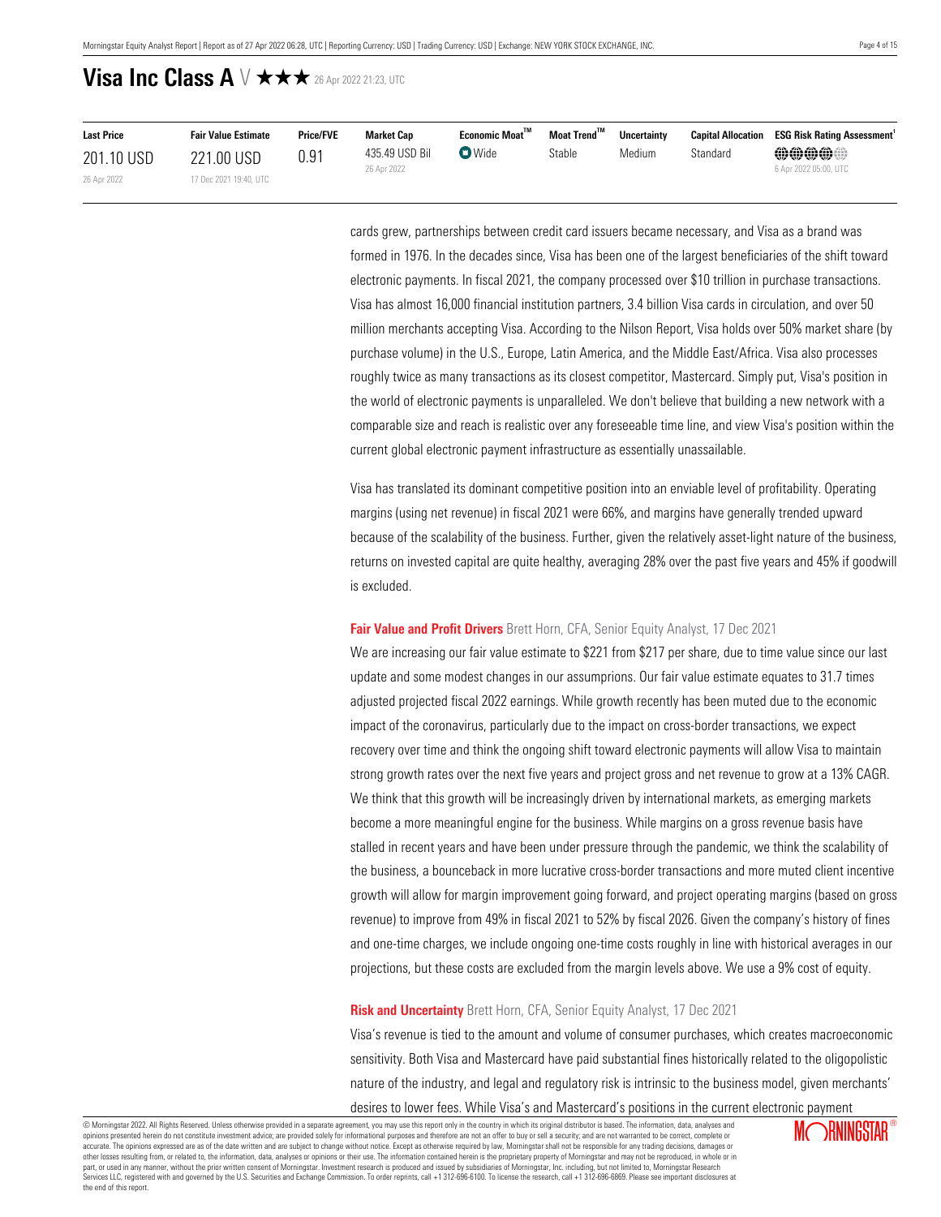# Visa Inc Class A V ★★★ 26 Apr 2022 21:23, UTC

| Last Price | Fair Value Estimate | Price/FVE | Market Cap | Economic Moat™ | Moat Trend™ | Uncertainty | Capital Allocation | ESG Risk Rating Assessment[1] |
|---|---|---|---|---|---|---|---|---|
| 201.10 USD<br>26 Apr 2022 | 221.00 USD<br>17 Dec 2021 19:40, UTC | 0.91 | 435.49 USD Bil<br>26 Apr 2022 | Wide | Stable | Medium | Standard | 6 Apr 2022 05:00, UTC |

cards grew, partnerships between credit card issuers became necessary, and Visa as a brand was formed in 1976. In the decades since, Visa has been one of the largest beneficiaries of the shift toward electronic payments. In fiscal 2021, the company processed over $10 trillion in purchase transactions. Visa has almost 16,000 financial institution partners, 3.4 billion Visa cards in circulation, and over 50 million merchants accepting Visa. According to the Nilson Report, Visa holds over 50% market share (by purchase volume) in the U.S., Europe, Latin America, and the Middle East/Africa. Visa also processes roughly twice as many transactions as its closest competitor, Mastercard. Simply put, Visa's position in the world of electronic payments is unparalleled. We don't believe that building a new network with a comparable size and reach is realistic over any foreseeable time line, and view Visa's position within the current global electronic payment infrastructure as essentially unassailable.

Visa has translated its dominant competitive position into an enviable level of profitability. Operating margins (using net revenue) in fiscal 2021 were 66%, and margins have generally trended upward because of the scalability of the business. Further, given the relatively asset-light nature of the business, returns on invested capital are quite healthy, averaging 28% over the past five years and 45% if goodwill is excluded.

**Fair Value and Profit Drivers** Brett Horn, CFA, Senior Equity Analyst, 17 Dec 2021

We are increasing our fair value estimate to $221 from $217 per share, due to time value since our last update and some modest changes in our assumprions. Our fair value estimate equates to 31.7 times adjusted projected fiscal 2022 earnings. While growth recently has been muted due to the economic impact of the coronavirus, particularly due to the impact on cross-border transactions, we expect recovery over time and think the ongoing shift toward electronic payments will allow Visa to maintain strong growth rates over the next five years and project gross and net revenue to grow at a 13% CAGR. We think that this growth will be increasingly driven by international markets, as emerging markets become a more meaningful engine for the business. While margins on a gross revenue basis have stalled in recent years and have been under pressure through the pandemic, we think the scalability of the business, a bounceback in more lucrative cross-border transactions and more muted client incentive growth will allow for margin improvement going forward, and project operating margins (based on gross revenue) to improve from 49% in fiscal 2021 to 52% by fiscal 2026. Given the company's history of fines and one-time charges, we include ongoing one-time costs roughly in line with historical averages in our projections, but these costs are excluded from the margin levels above. We use a 9% cost of equity.

**Risk and Uncertainty** Brett Horn, CFA, Senior Equity Analyst, 17 Dec 2021

Visa's revenue is tied to the amount and volume of consumer purchases, which creates macroeconomic sensitivity. Both Visa and Mastercard have paid substantial fines historically related to the oligopolistic nature of the industry, and legal and regulatory risk is intrinsic to the business model, given merchants' desires to lower fees. While Visa's and Mastercard's positions in the current electronic payment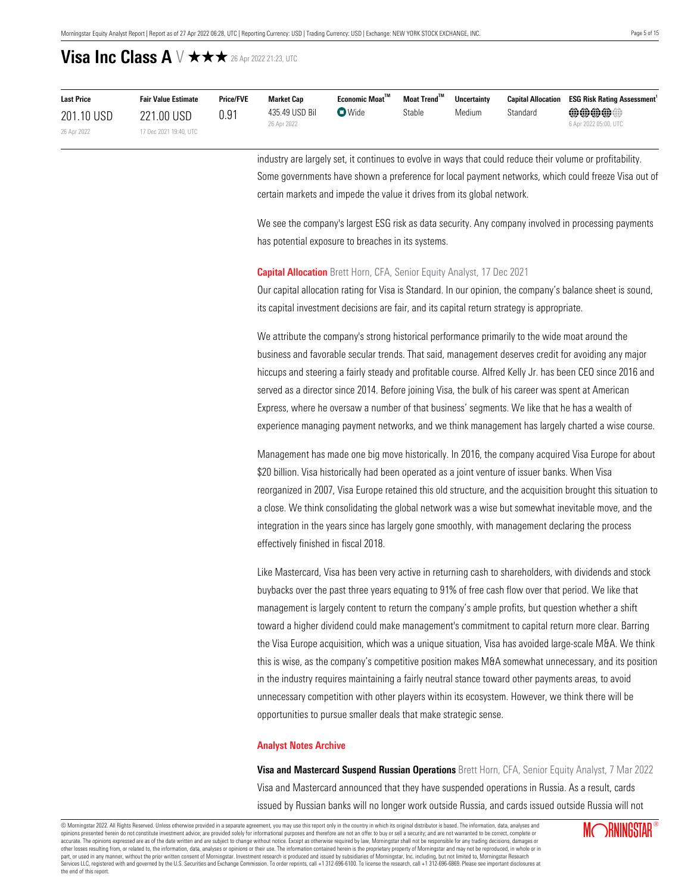# Visa Inc Class A V ★★★ 26 Apr 2022 21:23, UTC

| Last Price | Fair Value Estimate | Price/FVE | Market Cap | Economic Moat™ | Moat Trend™ | Uncertainty | Capital Allocation | ESG Risk Rating Assessment[1] |
|---|---|---|---|---|---|---|---|---|
| 201.10 USD<br>26 Apr 2022 | 221.00 USD<br>17 Dec 2021 19:40, UTC | 0.91 | 435.49 USD Bil<br>26 Apr 2022 | Wide | Stable | Medium | Standard | 6 Apr 2022 05:00, UTC |

industry are largely set, it continues to evolve in ways that could reduce their volume or profitability. Some governments have shown a preference for local payment networks, which could freeze Visa out of certain markets and impede the value it drives from its global network.

We see the company's largest ESG risk as data security. Any company involved in processing payments has potential exposure to breaches in its systems.

**Capital Allocation** Brett Horn, CFA, Senior Equity Analyst, 17 Dec 2021

Our capital allocation rating for Visa is Standard. In our opinion, the company's balance sheet is sound, its capital investment decisions are fair, and its capital return strategy is appropriate.

We attribute the company's strong historical performance primarily to the wide moat around the business and favorable secular trends. That said, management deserves credit for avoiding any major hiccups and steering a fairly steady and profitable course. Alfred Kelly Jr. has been CEO since 2016 and served as a director since 2014. Before joining Visa, the bulk of his career was spent at American Express, where he oversaw a number of that business' segments. We like that he has a wealth of experience managing payment networks, and we think management has largely charted a wise course.

Management has made one big move historically. In 2016, the company acquired Visa Europe for about $20 billion. Visa historically had been operated as a joint venture of issuer banks. When Visa reorganized in 2007, Visa Europe retained this old structure, and the acquisition brought this situation to a close. We think consolidating the global network was a wise but somewhat inevitable move, and the integration in the years since has largely gone smoothly, with management declaring the process effectively finished in fiscal 2018.

Like Mastercard, Visa has been very active in returning cash to shareholders, with dividends and stock buybacks over the past three years equating to 91% of free cash flow over that period. We like that management is largely content to return the company's ample profits, but question whether a shift toward a higher dividend could make management's commitment to capital return more clear. Barring the Visa Europe acquisition, which was a unique situation, Visa has avoided large-scale M&A. We think this is wise, as the company's competitive position makes M&A somewhat unnecessary, and its position in the industry requires maintaining a fairly neutral stance toward other payments areas, to avoid unnecessary competition with other players within its ecosystem. However, we think there will be opportunities to pursue smaller deals that make strategic sense.

## Analyst Notes Archive

**Visa and Mastercard Suspend Russian Operations** Brett Horn, CFA, Senior Equity Analyst, 7 Mar 2022

Visa and Mastercard announced that they have suspended operations in Russia. As a result, cards issued by Russian banks will no longer work outside Russia, and cards issued outside Russia will not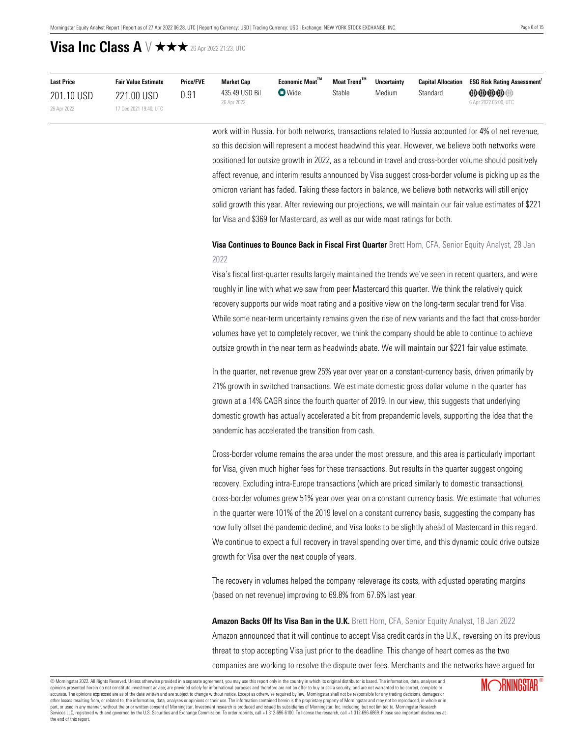# Visa Inc Class A V ★★★ 26 Apr 2022 21:23, UTC

| Last Price | Fair Value Estimate | Price/FVE | Market Cap | Economic Moat™ | Moat Trend™ | Uncertainty | Capital Allocation | ESG Risk Rating Assessment[1] |
|---|---|---|---|---|---|---|---|---|
| 201.10 USD<br>26 Apr 2022 | 221.00 USD<br>17 Dec 2021 19:40, UTC | 0.91 | 435.49 USD Bil<br>26 Apr 2022 | Wide | Stable | Medium | Standard | 6 Apr 2022 05:00, UTC |

work within Russia. For both networks, transactions related to Russia accounted for 4% of net revenue, so this decision will represent a modest headwind this year. However, we believe both networks were positioned for outsize growth in 2022, as a rebound in travel and cross-border volume should positively affect revenue, and interim results announced by Visa suggest cross-border volume is picking up as the omicron variant has faded. Taking these factors in balance, we believe both networks will still enjoy solid growth this year. After reviewing our projections, we will maintain our fair value estimates of $221 for Visa and $369 for Mastercard, as well as our wide moat ratings for both.

**Visa Continues to Bounce Back in Fiscal First Quarter** Brett Horn, CFA, Senior Equity Analyst, 28 Jan 2022

Visa's fiscal first-quarter results largely maintained the trends we've seen in recent quarters, and were roughly in line with what we saw from peer Mastercard this quarter. We think the relatively quick recovery supports our wide moat rating and a positive view on the long-term secular trend for Visa. While some near-term uncertainty remains given the rise of new variants and the fact that cross-border volumes have yet to completely recover, we think the company should be able to continue to achieve outsize growth in the near term as headwinds abate. We will maintain our $221 fair value estimate.

In the quarter, net revenue grew 25% year over year on a constant-currency basis, driven primarily by 21% growth in switched transactions. We estimate domestic gross dollar volume in the quarter has grown at a 14% CAGR since the fourth quarter of 2019. In our view, this suggests that underlying domestic growth has actually accelerated a bit from prepandemic levels, supporting the idea that the pandemic has accelerated the transition from cash.

Cross-border volume remains the area under the most pressure, and this area is particularly important for Visa, given much higher fees for these transactions. But results in the quarter suggest ongoing recovery. Excluding intra-Europe transactions (which are priced similarly to domestic transactions), cross-border volumes grew 51% year over year on a constant currency basis. We estimate that volumes in the quarter were 101% of the 2019 level on a constant currency basis, suggesting the company has now fully offset the pandemic decline, and Visa looks to be slightly ahead of Mastercard in this regard. We continue to expect a full recovery in travel spending over time, and this dynamic could drive outsize growth for Visa over the next couple of years.

The recovery in volumes helped the company releverage its costs, with adjusted operating margins (based on net revenue) improving to 69.8% from 67.6% last year.

**Amazon Backs Off Its Visa Ban in the U.K.** Brett Horn, CFA, Senior Equity Analyst, 18 Jan 2022

Amazon announced that it will continue to accept Visa credit cards in the U.K., reversing on its previous threat to stop accepting Visa just prior to the deadline. This change of heart comes as the two companies are working to resolve the dispute over fees. Merchants and the networks have argued for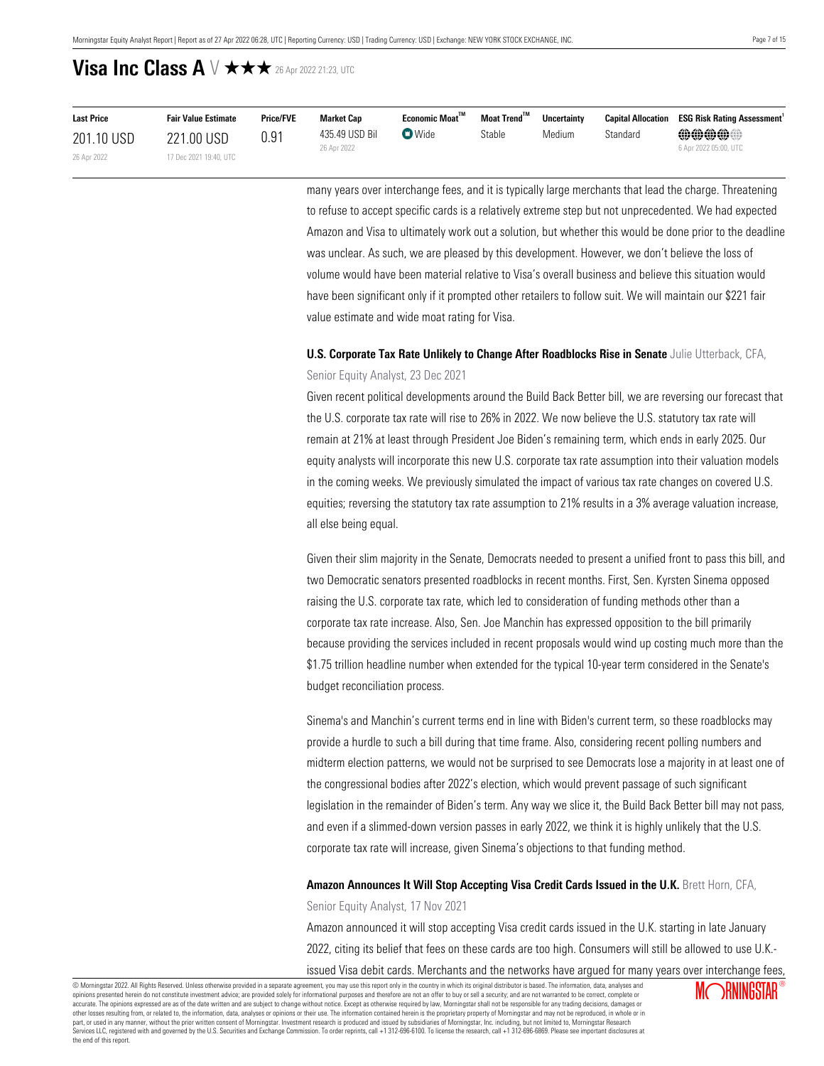# Visa Inc Class A V ★★★ 26 Apr 2022 21:23, UTC

| Last Price | Fair Value Estimate | Price/FVE | Market Cap | Economic Moat™ | Moat Trend™ | Uncertainty | Capital Allocation | ESG Risk Rating Assessment[1] |
|---|---|---|---|---|---|---|---|---|
| 201.10 USD<br>26 Apr 2022 | 221.00 USD<br>17 Dec 2021 19:40, UTC | 0.91 | 435.49 USD Bil<br>26 Apr 2022 | Wide | Stable | Medium | Standard | 6 Apr 2022 05:00, UTC |

many years over interchange fees, and it is typically large merchants that lead the charge. Threatening to refuse to accept specific cards is a relatively extreme step but not unprecedented. We had expected Amazon and Visa to ultimately work out a solution, but whether this would be done prior to the deadline was unclear. As such, we are pleased by this development. However, we don't believe the loss of volume would have been material relative to Visa's overall business and believe this situation would have been significant only if it prompted other retailers to follow suit. We will maintain our $221 fair value estimate and wide moat rating for Visa.

**U.S. Corporate Tax Rate Unlikely to Change After Roadblocks Rise in Senate** Julie Utterback, CFA, Senior Equity Analyst, 23 Dec 2021

Given recent political developments around the Build Back Better bill, we are reversing our forecast that the U.S. corporate tax rate will rise to 26% in 2022. We now believe the U.S. statutory tax rate will remain at 21% at least through President Joe Biden's remaining term, which ends in early 2025. Our equity analysts will incorporate this new U.S. corporate tax rate assumption into their valuation models in the coming weeks. We previously simulated the impact of various tax rate changes on covered U.S. equities; reversing the statutory tax rate assumption to 21% results in a 3% average valuation increase, all else being equal.

Given their slim majority in the Senate, Democrats needed to present a unified front to pass this bill, and two Democratic senators presented roadblocks in recent months. First, Sen. Kyrsten Sinema opposed raising the U.S. corporate tax rate, which led to consideration of funding methods other than a corporate tax rate increase. Also, Sen. Joe Manchin has expressed opposition to the bill primarily because providing the services included in recent proposals would wind up costing much more than the $1.75 trillion headline number when extended for the typical 10-year term considered in the Senate's budget reconciliation process.

Sinema's and Manchin's current terms end in line with Biden's current term, so these roadblocks may provide a hurdle to such a bill during that time frame. Also, considering recent polling numbers and midterm election patterns, we would not be surprised to see Democrats lose a majority in at least one of the congressional bodies after 2022's election, which would prevent passage of such significant legislation in the remainder of Biden's term. Any way we slice it, the Build Back Better bill may not pass, and even if a slimmed-down version passes in early 2022, we think it is highly unlikely that the U.S. corporate tax rate will increase, given Sinema's objections to that funding method.

**Amazon Announces It Will Stop Accepting Visa Credit Cards Issued in the U.K.** Brett Horn, CFA, Senior Equity Analyst, 17 Nov 2021

Amazon announced it will stop accepting Visa credit cards issued in the U.K. starting in late January 2022, citing its belief that fees on these cards are too high. Consumers will still be allowed to use U.K.-issued Visa debit cards. Merchants and the networks have argued for many years over interchange fees,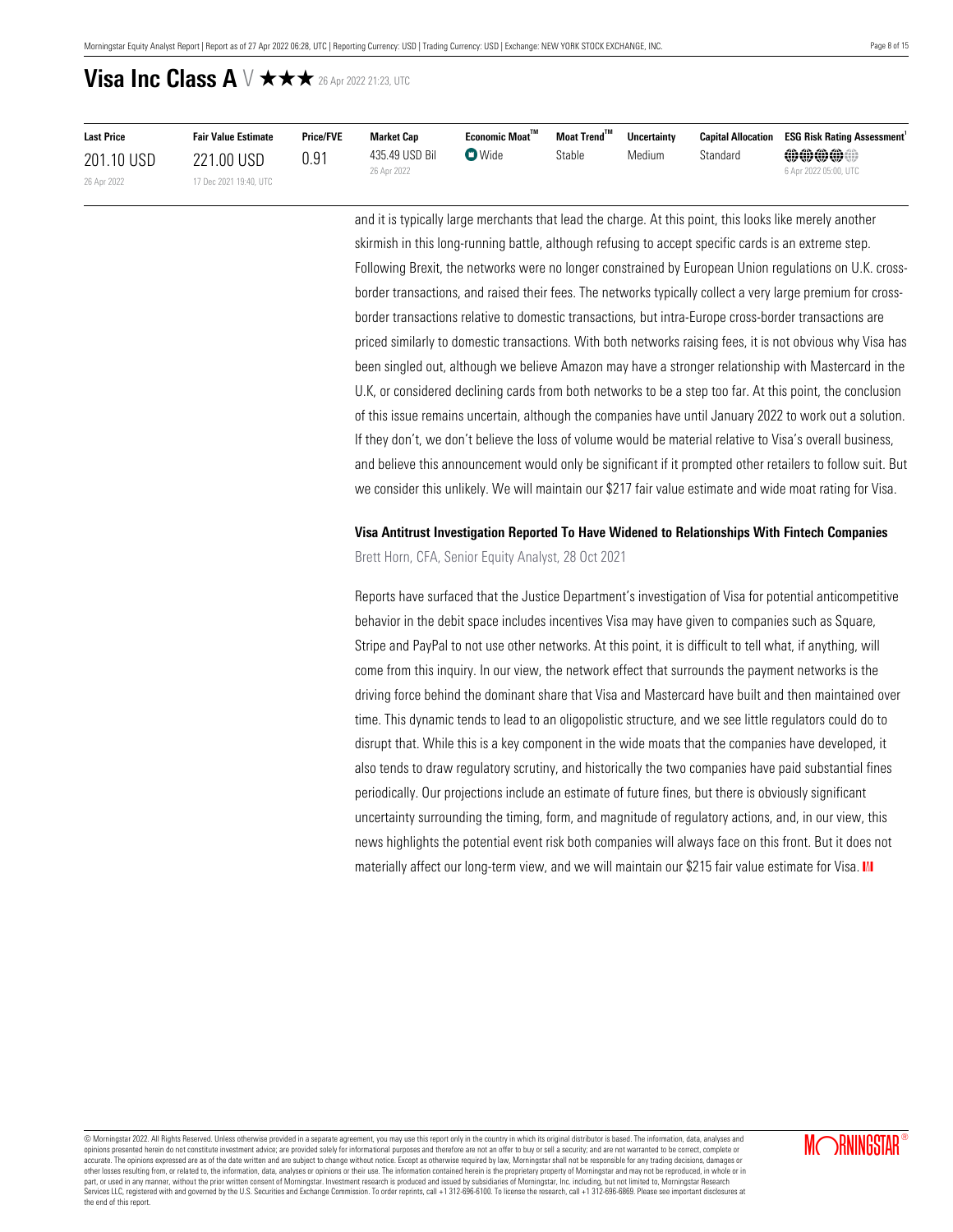# Visa Inc Class A V ★★★ 26 Apr 2022 21:23, UTC

| Last Price | Fair Value Estimate | Price/FVE | Market Cap | Economic Moat™ | Moat Trend™ | Uncertainty | Capital Allocation | ESG Risk Rating Assessment[1] |
|---|---|---|---|---|---|---|---|---|
| 201.10 USD<br>26 Apr 2022 | 221.00 USD<br>17 Dec 2021 19:40, UTC | 0.91 | 435.49 USD Bil<br>26 Apr 2022 | Wide | Stable | Medium | Standard | 6 Apr 2022 05:00, UTC |

and it is typically large merchants that lead the charge. At this point, this looks like merely another skirmish in this long-running battle, although refusing to accept specific cards is an extreme step. Following Brexit, the networks were no longer constrained by European Union regulations on U.K. cross-border transactions, and raised their fees. The networks typically collect a very large premium for cross-border transactions relative to domestic transactions, but intra-Europe cross-border transactions are priced similarly to domestic transactions. With both networks raising fees, it is not obvious why Visa has been singled out, although we believe Amazon may have a stronger relationship with Mastercard in the U.K, or considered declining cards from both networks to be a step too far. At this point, the conclusion of this issue remains uncertain, although the companies have until January 2022 to work out a solution. If they don't, we don't believe the loss of volume would be material relative to Visa's overall business, and believe this announcement would only be significant if it prompted other retailers to follow suit. But we consider this unlikely. We will maintain our $217 fair value estimate and wide moat rating for Visa.

### Visa Antitrust Investigation Reported To Have Widened to Relationships With Fintech Companies

Brett Horn, CFA, Senior Equity Analyst, 28 Oct 2021

Reports have surfaced that the Justice Department's investigation of Visa for potential anticompetitive behavior in the debit space includes incentives Visa may have given to companies such as Square, Stripe and PayPal to not use other networks. At this point, it is difficult to tell what, if anything, will come from this inquiry. In our view, the network effect that surrounds the payment networks is the driving force behind the dominant share that Visa and Mastercard have built and then maintained over time. This dynamic tends to lead to an oligopolistic structure, and we see little regulators could do to disrupt that. While this is a key component in the wide moats that the companies have developed, it also tends to draw regulatory scrutiny, and historically the two companies have paid substantial fines periodically. Our projections include an estimate of future fines, but there is obviously significant uncertainty surrounding the timing, form, and magnitude of regulatory actions, and, in our view, this news highlights the potential event risk both companies will always face on this front. But it does not materially affect our long-term view, and we will maintain our $215 fair value estimate for Visa.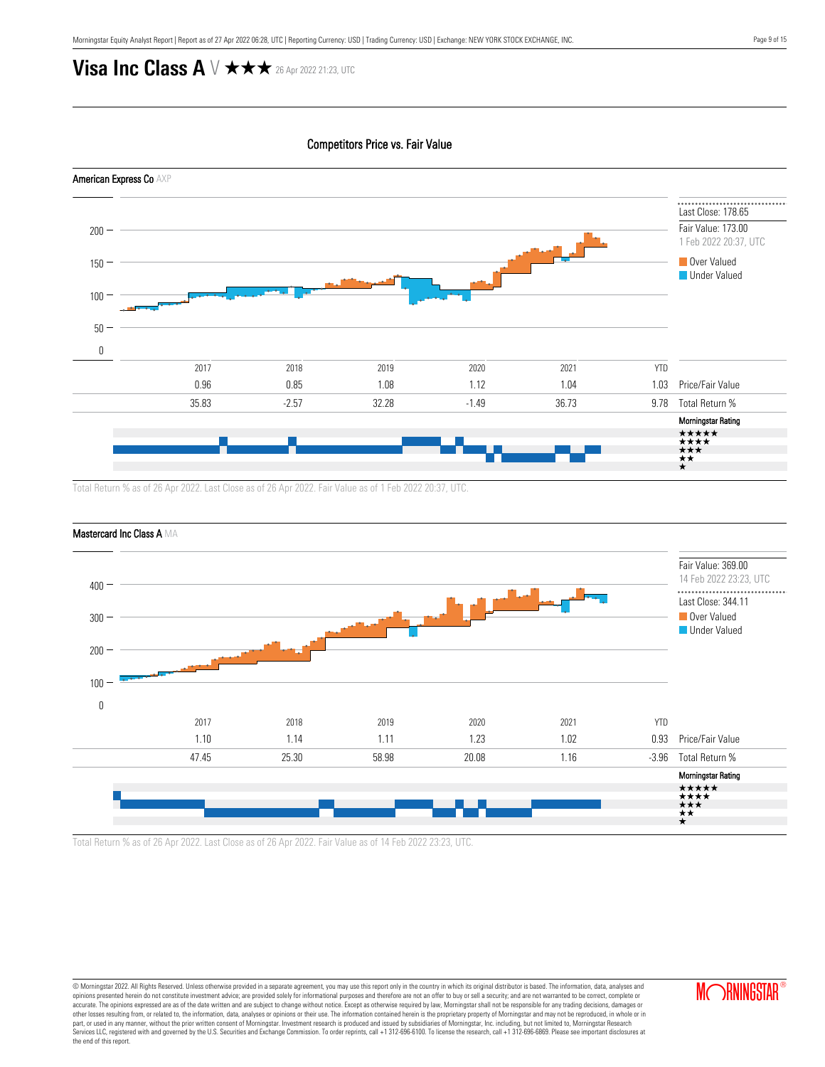# Visa Inc Class A V ★★★ 26 Apr 2022 21:23, UTC

## Competitors Price vs. Fair Value

### American Express Co AXP

Last Close: 178.65

Fair Value: 173.00
1 Feb 2022 20:37, UTC

Over Valued
Under Valued

| | 2017 | 2018 | 2019 | 2020 | 2021 | YTD | |
|---|---|---|---|---|---|---|---|
| | 0.96 | 0.85 | 1.08 | 1.12 | 1.04 | 1.03 | Price/Fair Value |
| | 35.83 | -2.57 | 32.28 | -1.49 | 36.73 | 9.78 | Total Return % |

Morningstar Rating

Total Return % as of 26 Apr 2022. Last Close as of 26 Apr 2022. Fair Value as of 1 Feb 2022 20:37, UTC.

### Mastercard Inc Class A MA

Fair Value: 369.00
14 Feb 2022 23:23, UTC

Last Close: 344.11

Over Valued
Under Valued

| | 2017 | 2018 | 2019 | 2020 | 2021 | YTD | |
|---|---|---|---|---|---|---|---|
| | 1.10 | 1.14 | 1.11 | 1.23 | 1.02 | 0.93 | Price/Fair Value |
| | 47.45 | 25.30 | 58.98 | 20.08 | 1.16 | -3.96 | Total Return % |

Morningstar Rating

Total Return % as of 26 Apr 2022. Last Close as of 26 Apr 2022. Fair Value as of 14 Feb 2022 23:23, UTC.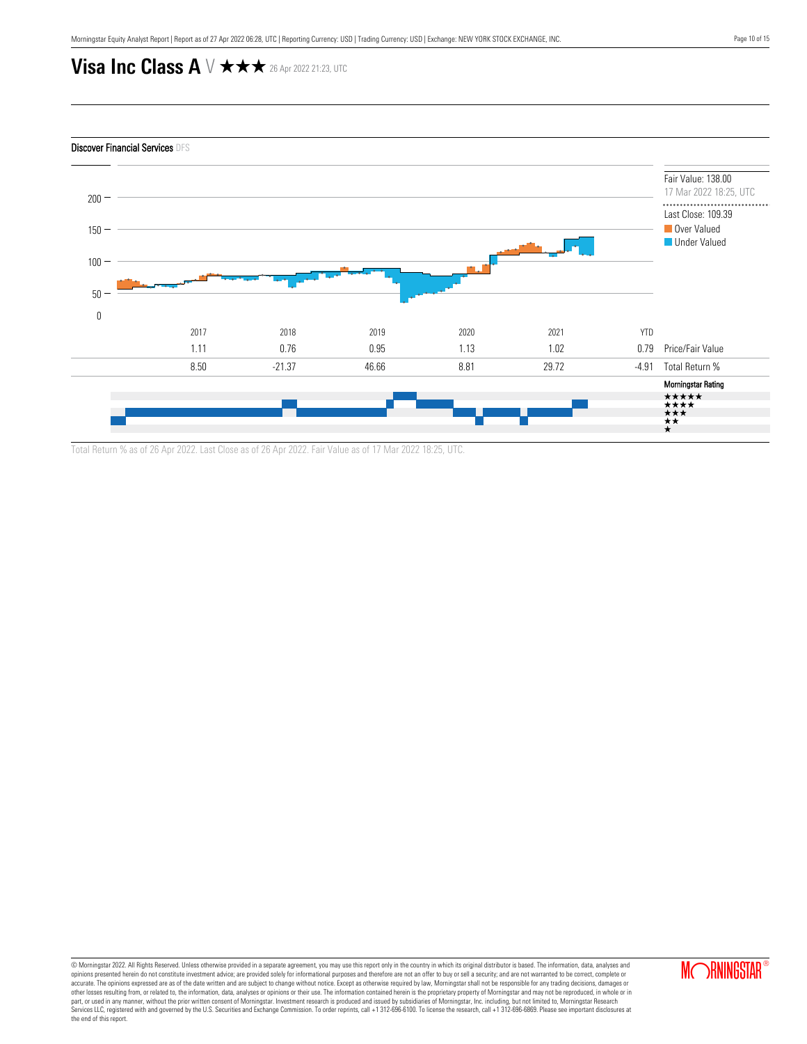# Visa Inc Class A V ★★★ 26 Apr 2022 21:23, UTC

**Discover Financial Services** DFS

Fair Value: 138.00
17 Mar 2022 18:25, UTC

Last Close: 109.39

Over Valued

Under Valued

| | 2017 | 2018 | 2019 | 2020 | 2021 | YTD | |
|---|---|---|---|---|---|---|---|
| | 1.11 | 0.76 | 0.95 | 1.13 | 1.02 | 0.79 | Price/Fair Value |
| | 8.50 | -21.37 | 46.66 | 8.81 | 29.72 | -4.91 | Total Return % |

Morningstar Rating

★★★★★
★★★★
★★★
★★
★

Total Return % as of 26 Apr 2022. Last Close as of 26 Apr 2022. Fair Value as of 17 Mar 2022 18:25, UTC.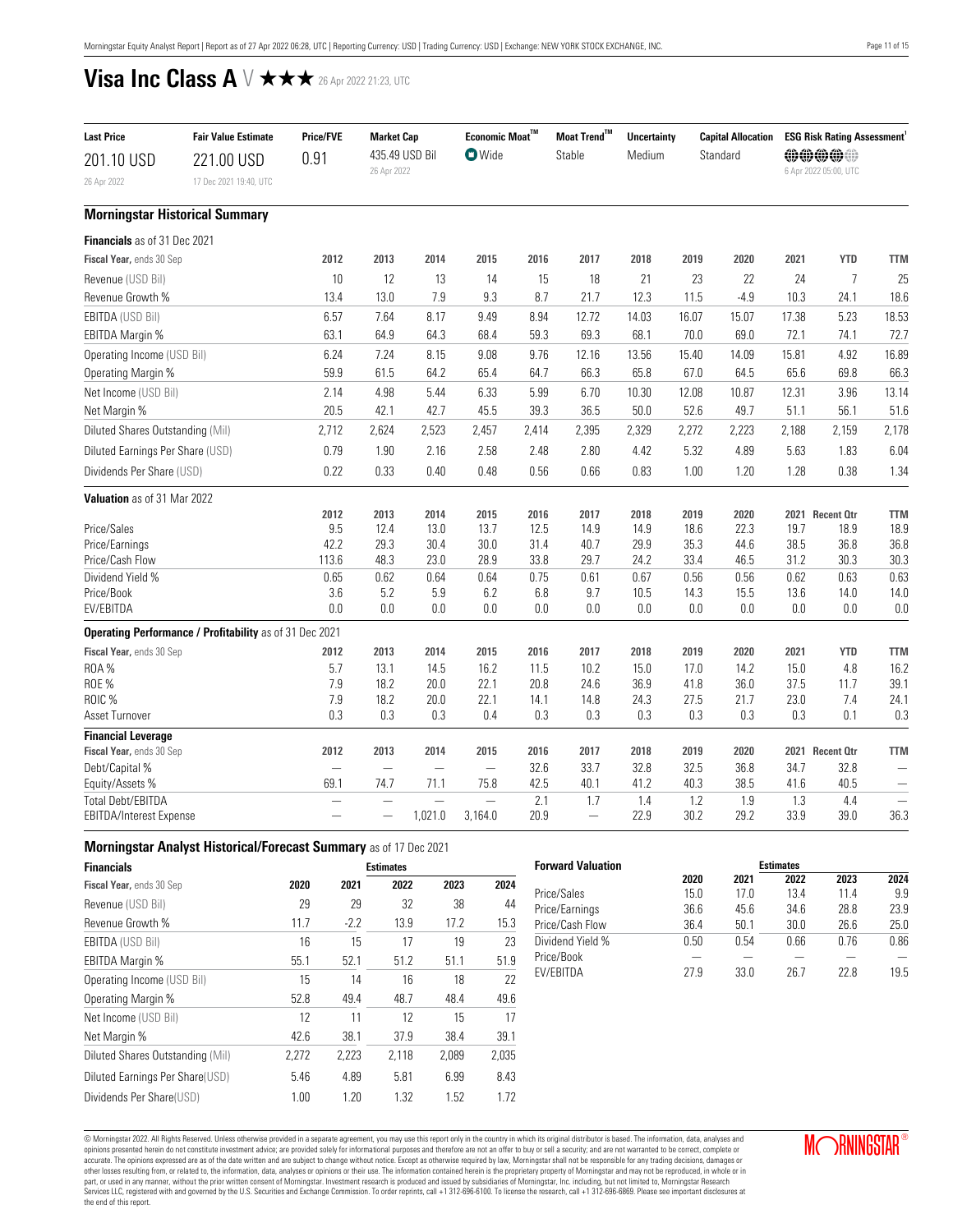# Visa Inc Class A V ★★★ 26 Apr 2022 21:23, UTC

| Last Price | Fair Value Estimate | Price/FVE | Market Cap | Economic Moat™ | Moat Trend™ | Uncertainty | Capital Allocation | ESG Risk Rating Assessment[1] |
|---|---|---|---|---|---|---|---|---|
| 201.10 USD | 221.00 USD | 0.91 | 435.49 USD Bil | Wide | Stable | Medium | Standard | |
| 26 Apr 2022 | 17 Dec 2021 19:40, UTC | | 26 Apr 2022 | | | | | 6 Apr 2022 05:00, UTC |

## Morningstar Historical Summary

**Financials** as of 31 Dec 2021

| Fiscal Year, ends 30 Sep | 2012 | 2013 | 2014 | 2015 | 2016 | 2017 | 2018 | 2019 | 2020 | 2021 | YTD | TTM |
|---|---|---|---|---|---|---|---|---|---|---|---|---|
| Revenue (USD Bil) | 10 | 12 | 13 | 14 | 15 | 18 | 21 | 23 | 22 | 24 | 7 | 25 |
| Revenue Growth % | 13.4 | 13.0 | 7.9 | 9.3 | 8.7 | 21.7 | 12.3 | 11.5 | -4.9 | 10.3 | 24.1 | 18.6 |
| EBITDA (USD Bil) | 6.57 | 7.64 | 8.17 | 9.49 | 8.94 | 12.72 | 14.03 | 16.07 | 15.07 | 17.38 | 5.23 | 18.53 |
| EBITDA Margin % | 63.1 | 64.9 | 64.3 | 68.4 | 59.3 | 69.3 | 68.1 | 70.0 | 69.0 | 72.1 | 74.1 | 72.7 |
| Operating Income (USD Bil) | 6.24 | 7.24 | 8.15 | 9.08 | 9.76 | 12.16 | 13.56 | 15.40 | 14.09 | 15.81 | 4.92 | 16.89 |
| Operating Margin % | 59.9 | 61.5 | 64.2 | 65.4 | 64.7 | 66.3 | 65.8 | 67.0 | 64.5 | 65.6 | 69.8 | 66.3 |
| Net Income (USD Bil) | 2.14 | 4.98 | 5.44 | 6.33 | 5.99 | 6.70 | 10.30 | 12.08 | 10.87 | 12.31 | 3.96 | 13.14 |
| Net Margin % | 20.5 | 42.1 | 42.7 | 45.5 | 39.3 | 36.5 | 50.0 | 52.6 | 49.7 | 51.1 | 56.1 | 51.6 |
| Diluted Shares Outstanding (Mil) | 2,712 | 2,624 | 2,523 | 2,457 | 2,414 | 2,395 | 2,329 | 2,272 | 2,223 | 2,188 | 2,159 | 2,178 |
| Diluted Earnings Per Share (USD) | 0.79 | 1.90 | 2.16 | 2.58 | 2.48 | 2.80 | 4.42 | 5.32 | 4.89 | 5.63 | 1.83 | 6.04 |
| Dividends Per Share (USD) | 0.22 | 0.33 | 0.40 | 0.48 | 0.56 | 0.66 | 0.83 | 1.00 | 1.20 | 1.28 | 0.38 | 1.34 |

**Valuation** as of 31 Mar 2022

| | 2012 | 2013 | 2014 | 2015 | 2016 | 2017 | 2018 | 2019 | 2020 | 2021 | Recent Qtr | TTM |
|---|---|---|---|---|---|---|---|---|---|---|---|---|
| Price/Sales | 9.5 | 12.4 | 13.0 | 13.7 | 12.5 | 14.9 | 14.9 | 18.6 | 22.3 | 19.7 | 18.9 | 18.9 |
| Price/Earnings | 42.2 | 29.3 | 30.4 | 30.0 | 31.4 | 40.7 | 29.9 | 35.3 | 44.6 | 38.5 | 36.8 | 36.8 |
| Price/Cash Flow | 113.6 | 48.3 | 23.0 | 28.9 | 33.8 | 29.7 | 24.2 | 33.4 | 46.5 | 31.2 | 30.3 | 30.3 |
| Dividend Yield % | 0.65 | 0.62 | 0.64 | 0.64 | 0.75 | 0.61 | 0.67 | 0.56 | 0.56 | 0.62 | 0.63 | 0.63 |
| Price/Book | 3.6 | 5.2 | 5.9 | 6.2 | 6.8 | 9.7 | 10.5 | 14.3 | 15.5 | 13.6 | 14.0 | 14.0 |
| EV/EBITDA | 0.0 | 0.0 | 0.0 | 0.0 | 0.0 | 0.0 | 0.0 | 0.0 | 0.0 | 0.0 | 0.0 | 0.0 |

**Operating Performance / Profitability** as of 31 Dec 2021

| Fiscal Year, ends 30 Sep | 2012 | 2013 | 2014 | 2015 | 2016 | 2017 | 2018 | 2019 | 2020 | 2021 | YTD | TTM |
|---|---|---|---|---|---|---|---|---|---|---|---|---|
| ROA % | 5.7 | 13.1 | 14.5 | 16.2 | 11.5 | 10.2 | 15.0 | 17.0 | 14.2 | 15.0 | 4.8 | 16.2 |
| ROE % | 7.9 | 18.2 | 20.0 | 22.1 | 20.8 | 24.6 | 36.9 | 41.8 | 36.0 | 37.5 | 11.7 | 39.1 |
| ROIC % | 7.9 | 18.2 | 20.0 | 22.1 | 14.1 | 14.8 | 24.3 | 27.5 | 21.7 | 23.0 | 7.4 | 24.1 |
| Asset Turnover | 0.3 | 0.3 | 0.3 | 0.4 | 0.3 | 0.3 | 0.3 | 0.3 | 0.3 | 0.3 | 0.1 | 0.3 |

**Financial Leverage**

| Fiscal Year, ends 30 Sep | 2012 | 2013 | 2014 | 2015 | 2016 | 2017 | 2018 | 2019 | 2020 | 2021 | Recent Qtr | TTM |
|---|---|---|---|---|---|---|---|---|---|---|---|---|
| Debt/Capital % | — | — | — | — | 32.6 | 33.7 | 32.8 | 32.5 | 36.8 | 34.7 | 32.8 | — |
| Equity/Assets % | 69.1 | 74.7 | 71.1 | 75.8 | 42.5 | 40.1 | 41.2 | 40.3 | 38.5 | 41.6 | 40.5 | — |
| Total Debt/EBITDA | — | — | — | — | 2.1 | 1.7 | 1.4 | 1.2 | 1.9 | 1.3 | 4.4 | — |
| EBITDA/Interest Expense | — | — | 1,021.0 | 3,164.0 | 20.9 | — | 22.9 | 30.2 | 29.2 | 33.9 | 39.0 | 36.3 |

## Morningstar Analyst Historical/Forecast Summary as of 17 Dec 2021

| Financials | | | Estimates | | |
|---|---|---|---|---|---|
| Fiscal Year, ends 30 Sep | 2020 | 2021 | 2022 | 2023 | 2024 |
| Revenue (USD Bil) | 29 | 29 | 32 | 38 | 44 |
| Revenue Growth % | 11.7 | -2.2 | 13.9 | 17.2 | 15.3 |
| EBITDA (USD Bil) | 16 | 15 | 17 | 19 | 23 |
| EBITDA Margin % | 55.1 | 52.1 | 51.2 | 51.1 | 51.9 |
| Operating Income (USD Bil) | 15 | 14 | 16 | 18 | 22 |
| Operating Margin % | 52.8 | 49.4 | 48.7 | 48.4 | 49.6 |
| Net Income (USD Bil) | 12 | 11 | 12 | 15 | 17 |
| Net Margin % | 42.6 | 38.1 | 37.9 | 38.4 | 39.1 |
| Diluted Shares Outstanding (Mil) | 2,272 | 2,223 | 2,118 | 2,089 | 2,035 |
| Diluted Earnings Per Share(USD) | 5.46 | 4.89 | 5.81 | 6.99 | 8.43 |
| Dividends Per Share(USD) | 1.00 | 1.20 | 1.32 | 1.52 | 1.72 |

| Forward Valuation | | | Estimates | | |
|---|---|---|---|---|---|
| | 2020 | 2021 | 2022 | 2023 | 2024 |
| Price/Sales | 15.0 | 17.0 | 13.4 | 11.4 | 9.9 |
| Price/Earnings | 36.6 | 45.6 | 34.6 | 28.8 | 23.9 |
| Price/Cash Flow | 36.4 | 50.1 | 30.0 | 26.6 | 25.0 |
| Dividend Yield % | 0.50 | 0.54 | 0.66 | 0.76 | 0.86 |
| Price/Book | — | — | — | — | — |
| EV/EBITDA | 27.9 | 33.0 | 26.7 | 22.8 | 19.5 |

© Morningstar 2022. All Rights Reserved. Unless otherwise provided in a separate agreement, you may use this report only in the country in which its original distributor is based. The information, data, analyses and opinions presented herein do not constitute investment advice; are provided solely for informational purposes and therefore are not an offer to buy or sell a security; and are not warranted to be correct, complete or accurate. The opinions expressed are as of the date written and are subject to change without notice. Except as otherwise required by law, Morningstar shall not be responsible for any trading decisions, damages or other losses resulting from, or related to, the information, data, analyses or opinions or their use. The information contained herein is the proprietary property of Morningstar and may not be reproduced, in whole or in part, or used in any manner, without the prior written consent of Morningstar. Investment research is produced and issued by subsidiaries of Morningstar, Inc. including, but not limited to, Morningstar Research Services LLC, registered with and governed by the U.S. Securities and Exchange Commission. To order reprints, call +1 312-696-6100. To license the research, call +1 312-696-6869. Please see important disclosures at the end of this report.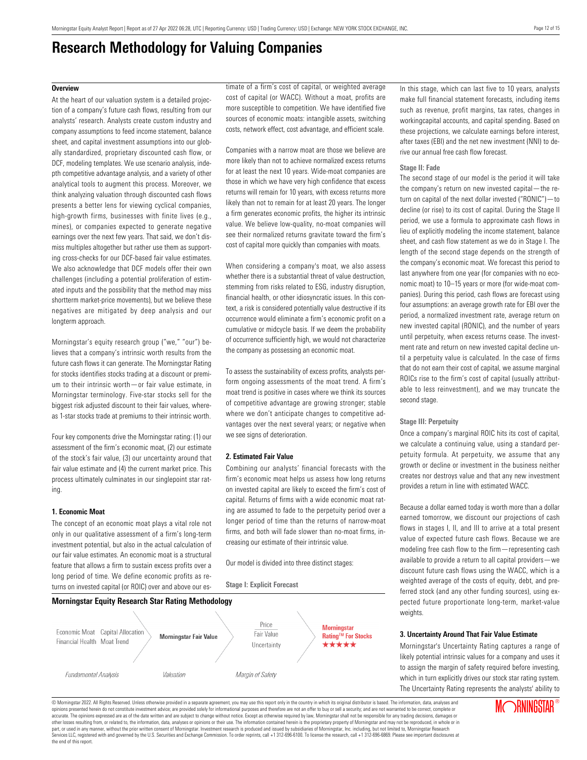# Research Methodology for Valuing Companies

## Overview

At the heart of our valuation system is a detailed projection of a company's future cash flows, resulting from our analysts' research. Analysts create custom industry and company assumptions to feed income statement, balance sheet, and capital investment assumptions into our globally standardized, proprietary discounted cash flow, or DCF, modeling templates. We use scenario analysis, indepth competitive advantage analysis, and a variety of other analytical tools to augment this process. Moreover, we think analyzing valuation through discounted cash flows presents a better lens for viewing cyclical companies, high-growth firms, businesses with finite lives (e.g., mines), or companies expected to generate negative earnings over the next few years. That said, we don't dismiss multiples altogether but rather use them as supporting cross-checks for our DCF-based fair value estimates. We also acknowledge that DCF models offer their own challenges (including a potential proliferation of estimated inputs and the possibility that the method may miss shortterm market-price movements), but we believe these negatives are mitigated by deep analysis and our longterm approach.

Morningstar's equity research group ("we," "our") believes that a company's intrinsic worth results from the future cash flows it can generate. The Morningstar Rating for stocks identifies stocks trading at a discount or premium to their intrinsic worth—or fair value estimate, in Morningstar terminology. Five-star stocks sell for the biggest risk adjusted discount to their fair values, whereas 1-star stocks trade at premiums to their intrinsic worth.

Four key components drive the Morningstar rating: (1) our assessment of the firm's economic moat, (2) our estimate of the stock's fair value, (3) our uncertainty around that fair value estimate and (4) the current market price. This process ultimately culminates in our singlepoint star rating.

### 1. Economic Moat

The concept of an economic moat plays a vital role not only in our qualitative assessment of a firm's long-term investment potential, but also in the actual calculation of our fair value estimates. An economic moat is a structural feature that allows a firm to sustain excess profits over a long period of time. We define economic profits as returns on invested capital (or ROIC) over and above our estimate of a firm's cost of capital, or weighted average cost of capital (or WACC). Without a moat, profits are more susceptible to competition. We have identified five sources of economic moats: intangible assets, switching costs, network effect, cost advantage, and efficient scale.

Companies with a narrow moat are those we believe are more likely than not to achieve normalized excess returns for at least the next 10 years. Wide-moat companies are those in which we have very high confidence that excess returns will remain for 10 years, with excess returns more likely than not to remain for at least 20 years. The longer a firm generates economic profits, the higher its intrinsic value. We believe low-quality, no-moat companies will see their normalized returns gravitate toward the firm's cost of capital more quickly than companies with moats.

When considering a company's moat, we also assess whether there is a substantial threat of value destruction, stemming from risks related to ESG, industry disruption, financial health, or other idiosyncratic issues. In this context, a risk is considered potentially value destructive if its occurrence would eliminate a firm's economic profit on a cumulative or midcycle basis. If we deem the probability of occurrence sufficiently high, we would not characterize the company as possessing an economic moat.

To assess the sustainability of excess profits, analysts perform ongoing assessments of the moat trend. A firm's moat trend is positive in cases where we think its sources of competitive advantage are growing stronger; stable where we don't anticipate changes to competitive advantages over the next several years; or negative when we see signs of deterioration.

### 2. Estimated Fair Value

Combining our analysts' financial forecasts with the firm's economic moat helps us assess how long returns on invested capital are likely to exceed the firm's cost of capital. Returns of firms with a wide economic moat rating are assumed to fade to the perpetuity period over a longer period of time than the returns of narrow-moat firms, and both will fade slower than no-moat firms, increasing our estimate of their intrinsic value.

Our model is divided into three distinct stages:

#### Stage I: Explicit Forecast

In this stage, which can last five to 10 years, analysts make full financial statement forecasts, including items such as revenue, profit margins, tax rates, changes in workingcapital accounts, and capital spending. Based on these projections, we calculate earnings before interest, after taxes (EBI) and the net new investment (NNI) to derive our annual free cash flow forecast.

#### Stage II: Fade

The second stage of our model is the period it will take the company's return on new invested capital—the return on capital of the next dollar invested ("RONIC")—to decline (or rise) to its cost of capital. During the Stage II period, we use a formula to approximate cash flows in lieu of explicitly modeling the income statement, balance sheet, and cash flow statement as we do in Stage I. The length of the second stage depends on the strength of the company's economic moat. We forecast this period to last anywhere from one year (for companies with no economic moat) to 10–15 years or more (for wide-moat companies). During this period, cash flows are forecast using four assumptions: an average growth rate for EBI over the period, a normalized investment rate, average return on new invested capital (RONIC), and the number of years until perpetuity, when excess returns cease. The investment rate and return on new invested capital decline until a perpetuity value is calculated. In the case of firms that do not earn their cost of capital, we assume marginal ROICs rise to the firm's cost of capital (usually attributable to less reinvestment), and we may truncate the second stage.

#### Stage III: Perpetuity

Once a company's marginal ROIC hits its cost of capital, we calculate a continuing value, using a standard perpetuity formula. At perpetuity, we assume that any growth or decline or investment in the business neither creates nor destroys value and that any new investment provides a return in line with estimated WACC.

Because a dollar earned today is worth more than a dollar earned tomorrow, we discount our projections of cash flows in stages I, II, and III to arrive at a total present value of expected future cash flows. Because we are modeling free cash flow to the firm—representing cash available to provide a return to all capital providers—we discount future cash flows using the WACC, which is a weighted average of the costs of equity, debt, and preferred stock (and any other funding sources), using expected future proportionate long-term, market-value weights.

### 3. Uncertainty Around That Fair Value Estimate

Morningstar's Uncertainty Rating captures a range of likely potential intrinsic values for a company and uses it to assign the margin of safety required before investing, which in turn explicitly drives our stock star rating system. The Uncertainty Rating represents the analysts' ability to

**Morningstar Equity Research Star Rating Methodology**

| Fundamental Analysis | Valuation | Margin of Safety | |
|---|---|---|---|
| Economic Moat, Capital Allocation, Financial Health, Moat Trend | Morningstar Fair Value | Price / Fair Value, Uncertainty | Morningstar Rating™ For Stocks ★★★★★ |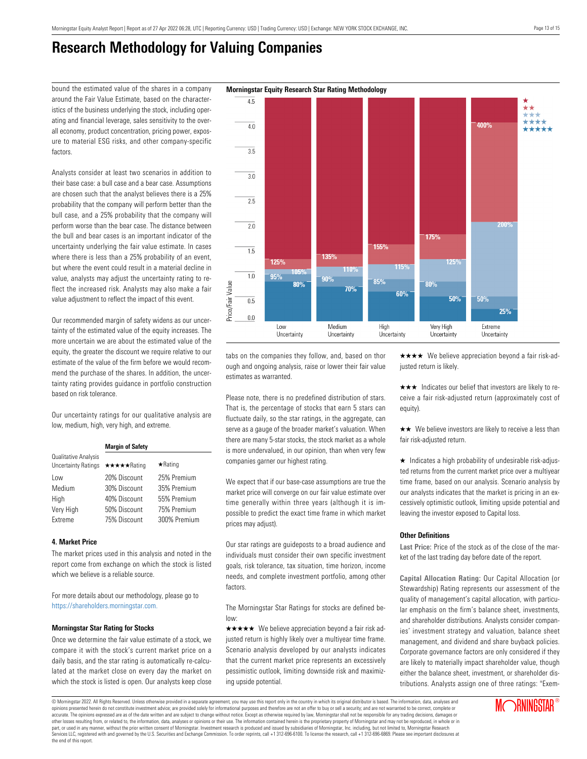# Research Methodology for Valuing Companies

bound the estimated value of the shares in a company around the Fair Value Estimate, based on the characteristics of the business underlying the stock, including operating and financial leverage, sales sensitivity to the overall economy, product concentration, pricing power, exposure to material ESG risks, and other company-specific factors.

Analysts consider at least two scenarios in addition to their base case: a bull case and a bear case. Assumptions are chosen such that the analyst believes there is a 25% probability that the company will perform better than the bull case, and a 25% probability that the company will perform worse than the bear case. The distance between the bull and bear cases is an important indicator of the uncertainty underlying the fair value estimate. In cases where there is less than a 25% probability of an event, but where the event could result in a material decline in value, analysts may adjust the uncertainty rating to reflect the increased risk. Analysts may also make a fair value adjustment to reflect the impact of this event.

Our recommended margin of safety widens as our uncertainty of the estimated value of the equity increases. The more uncertain we are about the estimated value of the equity, the greater the discount we require relative to our estimate of the value of the firm before we would recommend the purchase of the shares. In addition, the uncertainty rating provides guidance in portfolio construction based on risk tolerance.

Our uncertainty ratings for our qualitative analysis are low, medium, high, very high, and extreme.

| Qualitative Analysis Uncertainty Ratings | Margin of Safety ★★★★★Rating | ★Rating |
|---|---|---|
| Low | 20% Discount | 25% Premium |
| Medium | 30% Discount | 35% Premium |
| High | 40% Discount | 55% Premium |
| Very High | 50% Discount | 75% Premium |
| Extreme | 75% Discount | 300% Premium |

### 4. Market Price

The market prices used in this analysis and noted in the report come from exchange on which the stock is listed which we believe is a reliable source.

For more details about our methodology, please go to https://shareholders.morningstar.com.

### Morningstar Equity Research Star Rating Methodology

| Price/Fair Value | Low Uncertainty | Medium Uncertainty | High Uncertainty | Very High Uncertainty | Extreme Uncertainty |
|---|---|---|---|---|---|
| ★ above | 125% | 135% | 155% | 175% | 400% |
| ★★ above | 105% | 110% | 115% | 125% | 200% |
| ★★★ above | 95% | 90% | 85% | 80% | 50% |
| ★★★★ above | 80% | 70% | 60% | 50% | 25% |

### Morningstar Star Rating for Stocks

Once we determine the fair value estimate of a stock, we compare it with the stock's current market price on a daily basis, and the star rating is automatically re-calculated at the market close on every day the market on which the stock is listed is open. Our analysts keep close tabs on the companies they follow, and, based on thorough and ongoing analysis, raise or lower their fair value estimates as warranted.

Please note, there is no predefined distribution of stars. That is, the percentage of stocks that earn 5 stars can fluctuate daily, so the star ratings, in the aggregate, can serve as a gauge of the broader market's valuation. When there are many 5-star stocks, the stock market as a whole is more undervalued, in our opinion, than when very few companies garner our highest rating.

We expect that if our base-case assumptions are true the market price will converge on our fair value estimate over time generally within three years (although it is impossible to predict the exact time frame in which market prices may adjust).

Our star ratings are guideposts to a broad audience and individuals must consider their own specific investment goals, risk tolerance, tax situation, time horizon, income needs, and complete investment portfolio, among other factors.

The Morningstar Star Ratings for stocks are defined below:

★★★★★ We believe appreciation beyond a fair risk adjusted return is highly likely over a multiyear time frame. Scenario analysis developed by our analysts indicates that the current market price represents an excessively pessimistic outlook, limiting downside risk and maximizing upside potential.

★★★★ We believe appreciation beyond a fair risk-adjusted return is likely.

★★★ Indicates our belief that investors are likely to receive a fair risk-adjusted return (approximately cost of equity).

★★ We believe investors are likely to receive a less than fair risk-adjusted return.

★ Indicates a high probability of undesirable risk-adjusted returns from the current market price over a multiyear time frame, based on our analysis. Scenario analysis by our analysts indicates that the market is pricing in an excessively optimistic outlook, limiting upside potential and leaving the investor exposed to Capital loss.

### Other Definitions

**Last Price:** Price of the stock as of the close of the market of the last trading day before date of the report.

**Capital Allocation Rating:** Our Capital Allocation (or Stewardship) Rating represents our assessment of the quality of management's capital allocation, with particular emphasis on the firm's balance sheet, investments, and shareholder distributions. Analysts consider companies' investment strategy and valuation, balance sheet management, and dividend and share buyback policies. Corporate governance factors are only considered if they are likely to materially impact shareholder value, though either the balance sheet, investment, or shareholder distributions. Analysts assign one of three ratings: "Exem-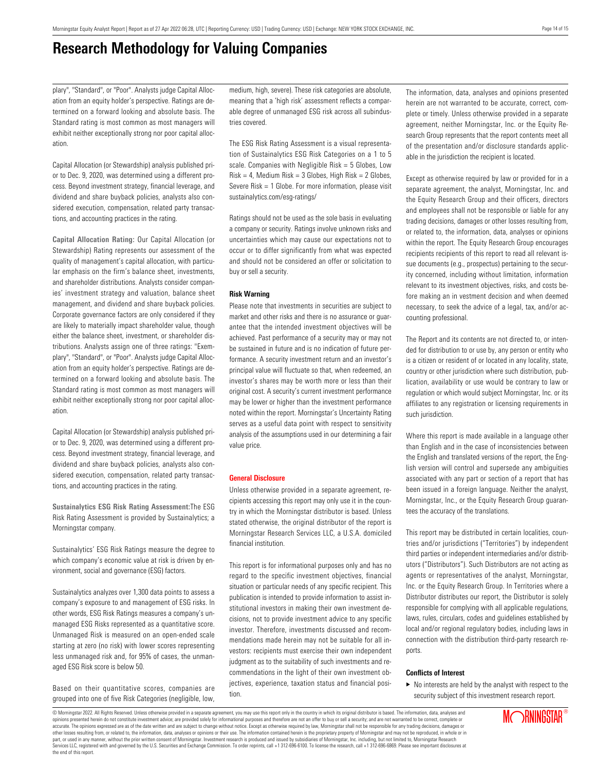# Research Methodology for Valuing Companies

plary", "Standard", or "Poor". Analysts judge Capital Allocation from an equity holder's perspective. Ratings are determined on a forward looking and absolute basis. The Standard rating is most common as most managers will exhibit neither exceptionally strong nor poor capital allocation.

Capital Allocation (or Stewardship) analysis published prior to Dec. 9, 2020, was determined using a different process. Beyond investment strategy, financial leverage, and dividend and share buyback policies, analysts also considered execution, compensation, related party transactions, and accounting practices in the rating.

**Capital Allocation Rating:** Our Capital Allocation (or Stewardship) Rating represents our assessment of the quality of management's capital allocation, with particular emphasis on the firm's balance sheet, investments, and shareholder distributions. Analysts consider companies' investment strategy and valuation, balance sheet management, and dividend and share buyback policies. Corporate governance factors are only considered if they are likely to materially impact shareholder value, though either the balance sheet, investment, or shareholder distributions. Analysts assign one of three ratings: "Exemplary", "Standard", or "Poor". Analysts judge Capital Allocation from an equity holder's perspective. Ratings are determined on a forward looking and absolute basis. The Standard rating is most common as most managers will exhibit neither exceptionally strong nor poor capital allocation.

Capital Allocation (or Stewardship) analysis published prior to Dec. 9, 2020, was determined using a different process. Beyond investment strategy, financial leverage, and dividend and share buyback policies, analysts also considered execution, compensation, related party transactions, and accounting practices in the rating.

**Sustainalytics ESG Risk Rating Assessment:** The ESG Risk Rating Assessment is provided by Sustainalytics; a Morningstar company.

Sustainalytics' ESG Risk Ratings measure the degree to which company's economic value at risk is driven by environment, social and governance (ESG) factors.

Sustainalytics analyzes over 1,300 data points to assess a company's exposure to and management of ESG risks. In other words, ESG Risk Ratings measures a company's unmanaged ESG Risks represented as a quantitative score. Unmanaged Risk is measured on an open-ended scale starting at zero (no risk) with lower scores representing less unmanaged risk and, for 95% of cases, the unmanaged ESG Risk score is below 50.

Based on their quantitative scores, companies are grouped into one of five Risk Categories (negligible, low, medium, high, severe). These risk categories are absolute, meaning that a 'high risk' assessment reflects a comparable degree of unmanaged ESG risk across all subindustries covered.

The ESG Risk Rating Assessment is a visual representation of Sustainalytics ESG Risk Categories on a 1 to 5 scale. Companies with Negligible Risk = 5 Globes, Low Risk = 4, Medium Risk = 3 Globes, High Risk = 2 Globes, Severe Risk = 1 Globe. For more information, please visit sustainalytics.com/esg-ratings/

Ratings should not be used as the sole basis in evaluating a company or security. Ratings involve unknown risks and uncertainties which may cause our expectations not to occur or to differ significantly from what was expected and should not be considered an offer or solicitation to buy or sell a security.

**Risk Warning**

Please note that investments in securities are subject to market and other risks and there is no assurance or guarantee that the intended investment objectives will be achieved. Past performance of a security may or may not be sustained in future and is no indication of future performance. A security investment return and an investor's principal value will fluctuate so that, when redeemed, an investor's shares may be worth more or less than their original cost. A security's current investment performance may be lower or higher than the investment performance noted within the report. Morningstar's Uncertainty Rating serves as a useful data point with respect to sensitivity analysis of the assumptions used in our determining a fair value price.

**General Disclosure**

Unless otherwise provided in a separate agreement, recipients accessing this report may only use it in the country in which the Morningstar distributor is based. Unless stated otherwise, the original distributor of the report is Morningstar Research Services LLC, a U.S.A. domiciled financial institution.

This report is for informational purposes only and has no regard to the specific investment objectives, financial situation or particular needs of any specific recipient. This publication is intended to provide information to assist institutional investors in making their own investment decisions, not to provide investment advice to any specific investor. Therefore, investments discussed and recommendations made herein may not be suitable for all investors: recipients must exercise their own independent judgment as to the suitability of such investments and recommendations in the light of their own investment objectives, experience, taxation status and financial position.

The information, data, analyses and opinions presented herein are not warranted to be accurate, correct, complete or timely. Unless otherwise provided in a separate agreement, neither Morningstar, Inc. or the Equity Research Group represents that the report contents meet all of the presentation and/or disclosure standards applicable in the jurisdiction the recipient is located.

Except as otherwise required by law or provided for in a separate agreement, the analyst, Morningstar, Inc. and the Equity Research Group and their officers, directors and employees shall not be responsible or liable for any trading decisions, damages or other losses resulting from, or related to, the information, data, analyses or opinions within the report. The Equity Research Group encourages recipients recipients of this report to read all relevant issue documents (e.g., prospectus) pertaining to the security concerned, including without limitation, information relevant to its investment objectives, risks, and costs before making an in vestment decision and when deemed necessary, to seek the advice of a legal, tax, and/or accounting professional.

The Report and its contents are not directed to, or intended for distribution to or use by, any person or entity who is a citizen or resident of or located in any locality, state, country or other jurisdiction where such distribution, publication, availability or use would be contrary to law or regulation or which would subject Morningstar, Inc. or its affiliates to any registration or licensing requirements in such jurisdiction.

Where this report is made available in a language other than English and in the case of inconsistencies between the English and translated versions of the report, the English version will control and supersede any ambiguities associated with any part or section of a report that has been issued in a foreign language. Neither the analyst, Morningstar, Inc., or the Equity Research Group guarantees the accuracy of the translations.

This report may be distributed in certain localities, countries and/or jurisdictions ("Territories") by independent third parties or independent intermediaries and/or distributors ("Distributors"). Such Distributors are not acting as agents or representatives of the analyst, Morningstar, Inc. or the Equity Research Group. In Territories where a Distributor distributes our report, the Distributor is solely responsible for complying with all applicable regulations, laws, rules, circulars, codes and guidelines established by local and/or regional regulatory bodies, including laws in connection with the distribution third-party research reports.

**Conflicts of Interest**

- No interests are held by the analyst with respect to the security subject of this investment research report.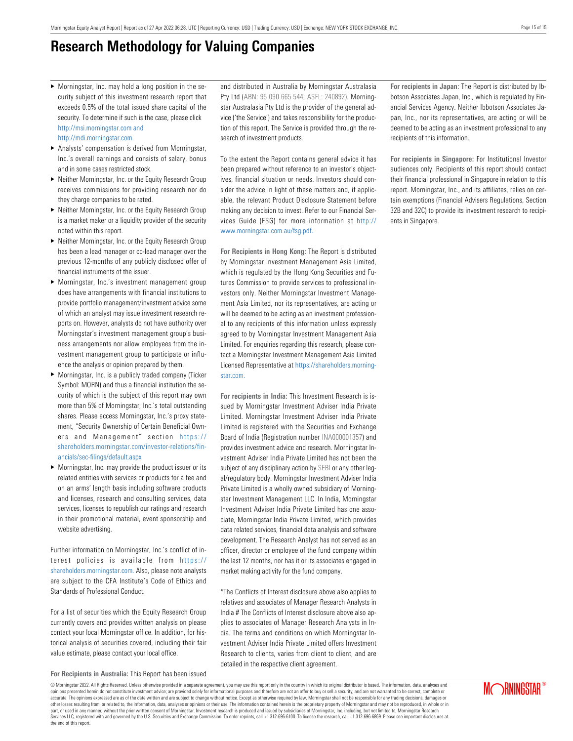# Research Methodology for Valuing Companies

- Morningstar, Inc. may hold a long position in the security subject of this investment research report that exceeds 0.5% of the total issued share capital of the security. To determine if such is the case, please click http://msi.morningstar.com and http://mdi.morningstar.com.
- Analysts' compensation is derived from Morningstar, Inc.'s overall earnings and consists of salary, bonus and in some cases restricted stock.
- Neither Morningstar, Inc. or the Equity Research Group receives commissions for providing research nor do they charge companies to be rated.
- Neither Morningstar, Inc. or the Equity Research Group is a market maker or a liquidity provider of the security noted within this report.
- Neither Morningstar, Inc. or the Equity Research Group has been a lead manager or co-lead manager over the previous 12-months of any publicly disclosed offer of financial instruments of the issuer.
- Morningstar, Inc.'s investment management group does have arrangements with financial institutions to provide portfolio management/investment advice some of which an analyst may issue investment research reports on. However, analysts do not have authority over Morningstar's investment management group's business arrangements nor allow employees from the investment management group to participate or influence the analysis or opinion prepared by them.
- Morningstar, Inc. is a publicly traded company (Ticker Symbol: MORN) and thus a financial institution the security of which is the subject of this report may own more than 5% of Morningstar, Inc.'s total outstanding shares. Please access Morningstar, Inc.'s proxy statement, "Security Ownership of Certain Beneficial Owners and Management" section https://shareholders.morningstar.com/investor-relations/financials/sec-filings/default.aspx
- Morningstar, Inc. may provide the product issuer or its related entities with services or products for a fee and on an arms' length basis including software products and licenses, research and consulting services, data services, licenses to republish our ratings and research in their promotional material, event sponsorship and website advertising.

Further information on Morningstar, Inc.'s conflict of interest policies is available from https://shareholders.morningstar.com. Also, please note analysts are subject to the CFA Institute's Code of Ethics and Standards of Professional Conduct.

For a list of securities which the Equity Research Group currently covers and provides written analysis on please contact your local Morningstar office. In addition, for historical analysis of securities covered, including their fair value estimate, please contact your local office.

**For Recipients in Australia:** This Report has been issued and distributed in Australia by Morningstar Australasia Pty Ltd (ABN: 95 090 665 544; ASFL: 240892). Morningstar Australasia Pty Ltd is the provider of the general advice ('the Service') and takes responsibility for the production of this report. The Service is provided through the research of investment products.

To the extent the Report contains general advice it has been prepared without reference to an investor's objectives, financial situation or needs. Investors should consider the advice in light of these matters and, if applicable, the relevant Product Disclosure Statement before making any decision to invest. Refer to our Financial Services Guide (FSG) for more information at http://www.morningstar.com.au/fsg.pdf.

**For Recipients in Hong Kong:** The Report is distributed by Morningstar Investment Management Asia Limited, which is regulated by the Hong Kong Securities and Futures Commission to provide services to professional investors only. Neither Morningstar Investment Management Asia Limited, nor its representatives, are acting or will be deemed to be acting as an investment professional to any recipients of this information unless expressly agreed to by Morningstar Investment Management Asia Limited. For enquiries regarding this research, please contact a Morningstar Investment Management Asia Limited Licensed Representative at https://shareholders.morningstar.com.

**For recipients in India:** This Investment Research is issued by Morningstar Investment Adviser India Private Limited. Morningstar Investment Adviser India Private Limited is registered with the Securities and Exchange Board of India (Registration number INA000001357) and provides investment advice and research. Morningstar Investment Adviser India Private Limited has not been the subject of any disciplinary action by SEBI or any other legal/regulatory body. Morningstar Investment Adviser India Private Limited is a wholly owned subsidiary of Morningstar Investment Management LLC. In India, Morningstar Investment Adviser India Private Limited has one associate, Morningstar India Private Limited, which provides data related services, financial data analysis and software development. The Research Analyst has not served as an officer, director or employee of the fund company within the last 12 months, nor has it or its associates engaged in market making activity for the fund company.

*The Conflicts of Interest disclosure above also applies to relatives and associates of Manager Research Analysts in India # The Conflicts of Interest disclosure above also applies to associates of Manager Research Analysts in India. The terms and conditions on which Morningstar Investment Adviser India Private Limited offers Investment Research to clients, varies from client to client, and are detailed in the respective client agreement.

**For recipients in Japan:** The Report is distributed by Ibbotson Associates Japan, Inc., which is regulated by Financial Services Agency. Neither Ibbotson Associates Japan, Inc., nor its representatives, are acting or will be deemed to be acting as an investment professional to any recipients of this information.

**For recipients in Singapore:** For Institutional Investor audiences only. Recipients of this report should contact their financial professional in Singapore in relation to this report. Morningstar, Inc., and its affiliates, relies on certain exemptions (Financial Advisers Regulations, Section 32B and 32C) to provide its investment research to recipients in Singapore.